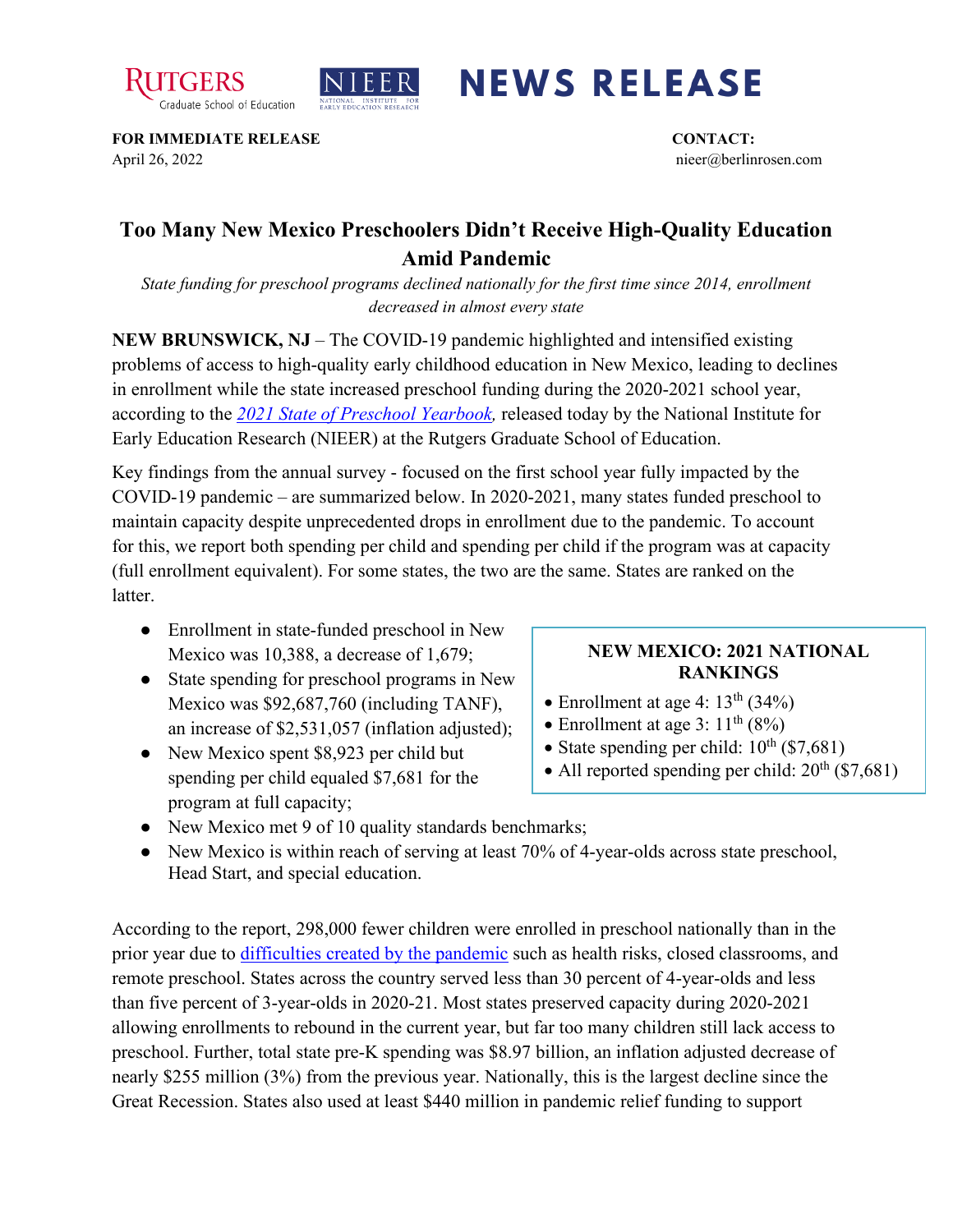RUTGERS Graduate School of Education | NIEER NATIONAL INSTITUTE FOR EARLY EDUCATION RESEARCH | **NEWS RELEASE**

**FOR IMMEDIATE RELEASE**
April 26, 2022

**CONTACT:**
nieer@berlinrosen.com

# Too Many New Mexico Preschoolers Didn't Receive High-Quality Education Amid Pandemic

*State funding for preschool programs declined nationally for the first time since 2014, enrollment decreased in almost every state*

**NEW BRUNSWICK, NJ** – The COVID-19 pandemic highlighted and intensified existing problems of access to high-quality early childhood education in New Mexico, leading to declines in enrollment while the state increased preschool funding during the 2020-2021 school year, according to the *2021 State of Preschool Yearbook,* released today by the National Institute for Early Education Research (NIEER) at the Rutgers Graduate School of Education.

Key findings from the annual survey - focused on the first school year fully impacted by the COVID-19 pandemic – are summarized below. In 2020-2021, many states funded preschool to maintain capacity despite unprecedented drops in enrollment due to the pandemic. To account for this, we report both spending per child and spending per child if the program was at capacity (full enrollment equivalent). For some states, the two are the same. States are ranked on the latter.

- Enrollment in state-funded preschool in New Mexico was 10,388, a decrease of 1,679;
- State spending for preschool programs in New Mexico was $92,687,760 (including TANF), an increase of $2,531,057 (inflation adjusted);
- New Mexico spent $8,923 per child but spending per child equaled $7,681 for the program at full capacity;
- New Mexico met 9 of 10 quality standards benchmarks;
- New Mexico is within reach of serving at least 70% of 4-year-olds across state preschool, Head Start, and special education.

**NEW MEXICO: 2021 NATIONAL RANKINGS**

- Enrollment at age 4: 13th (34%)
- Enrollment at age 3: 11th (8%)
- State spending per child: 10th ($7,681)
- All reported spending per child: 20th ($7,681)

According to the report, 298,000 fewer children were enrolled in preschool nationally than in the prior year due to difficulties created by the pandemic such as health risks, closed classrooms, and remote preschool. States across the country served less than 30 percent of 4-year-olds and less than five percent of 3-year-olds in 2020-21. Most states preserved capacity during 2020-2021 allowing enrollments to rebound in the current year, but far too many children still lack access to preschool. Further, total state pre-K spending was $8.97 billion, an inflation adjusted decrease of nearly $255 million (3%) from the previous year. Nationally, this is the largest decline since the Great Recession. States also used at least $440 million in pandemic relief funding to support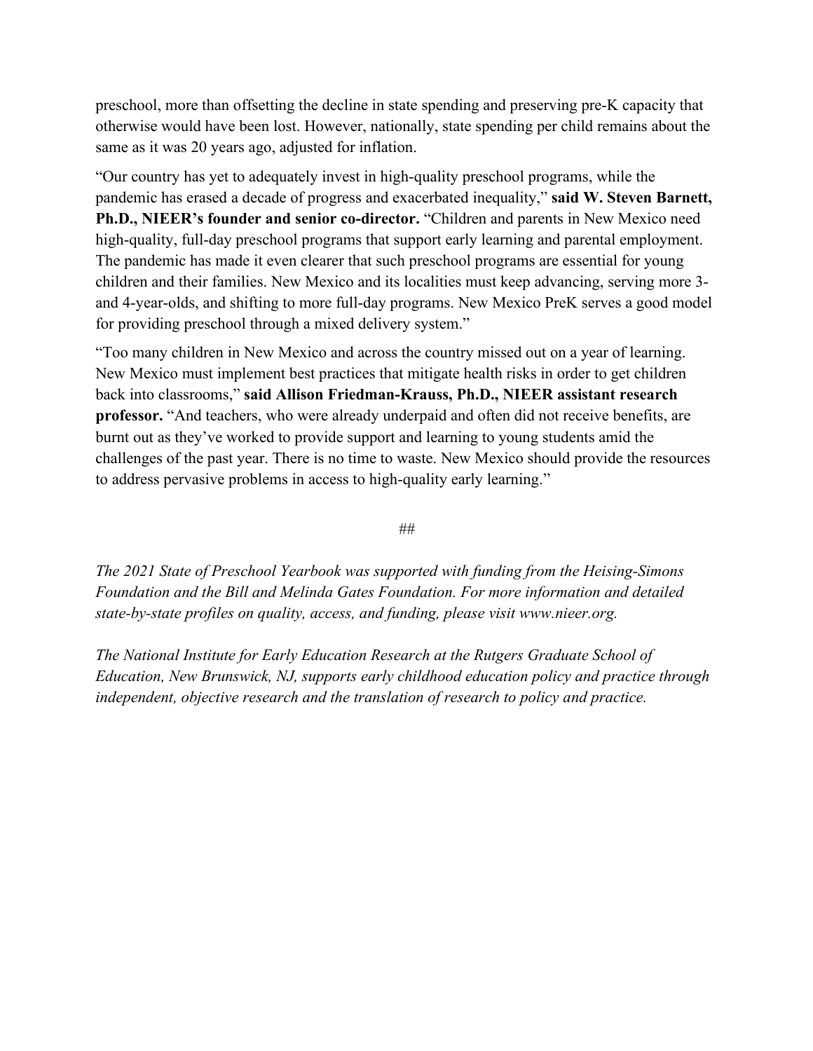preschool, more than offsetting the decline in state spending and preserving pre-K capacity that otherwise would have been lost. However, nationally, state spending per child remains about the same as it was 20 years ago, adjusted for inflation.

"Our country has yet to adequately invest in high-quality preschool programs, while the pandemic has erased a decade of progress and exacerbated inequality," **said W. Steven Barnett, Ph.D., NIEER's founder and senior co-director.** "Children and parents in New Mexico need high-quality, full-day preschool programs that support early learning and parental employment. The pandemic has made it even clearer that such preschool programs are essential for young children and their families. New Mexico and its localities must keep advancing, serving more 3- and 4-year-olds, and shifting to more full-day programs. New Mexico PreK serves a good model for providing preschool through a mixed delivery system."

"Too many children in New Mexico and across the country missed out on a year of learning. New Mexico must implement best practices that mitigate health risks in order to get children back into classrooms," **said Allison Friedman-Krauss, Ph.D., NIEER assistant research professor.** "And teachers, who were already underpaid and often did not receive benefits, are burnt out as they've worked to provide support and learning to young students amid the challenges of the past year. There is no time to waste. New Mexico should provide the resources to address pervasive problems in access to high-quality early learning."

##

*The 2021 State of Preschool Yearbook was supported with funding from the Heising-Simons Foundation and the Bill and Melinda Gates Foundation. For more information and detailed state-by-state profiles on quality, access, and funding, please visit www.nieer.org.*

*The National Institute for Early Education Research at the Rutgers Graduate School of Education, New Brunswick, NJ, supports early childhood education policy and practice through independent, objective research and the translation of research to policy and practice.*